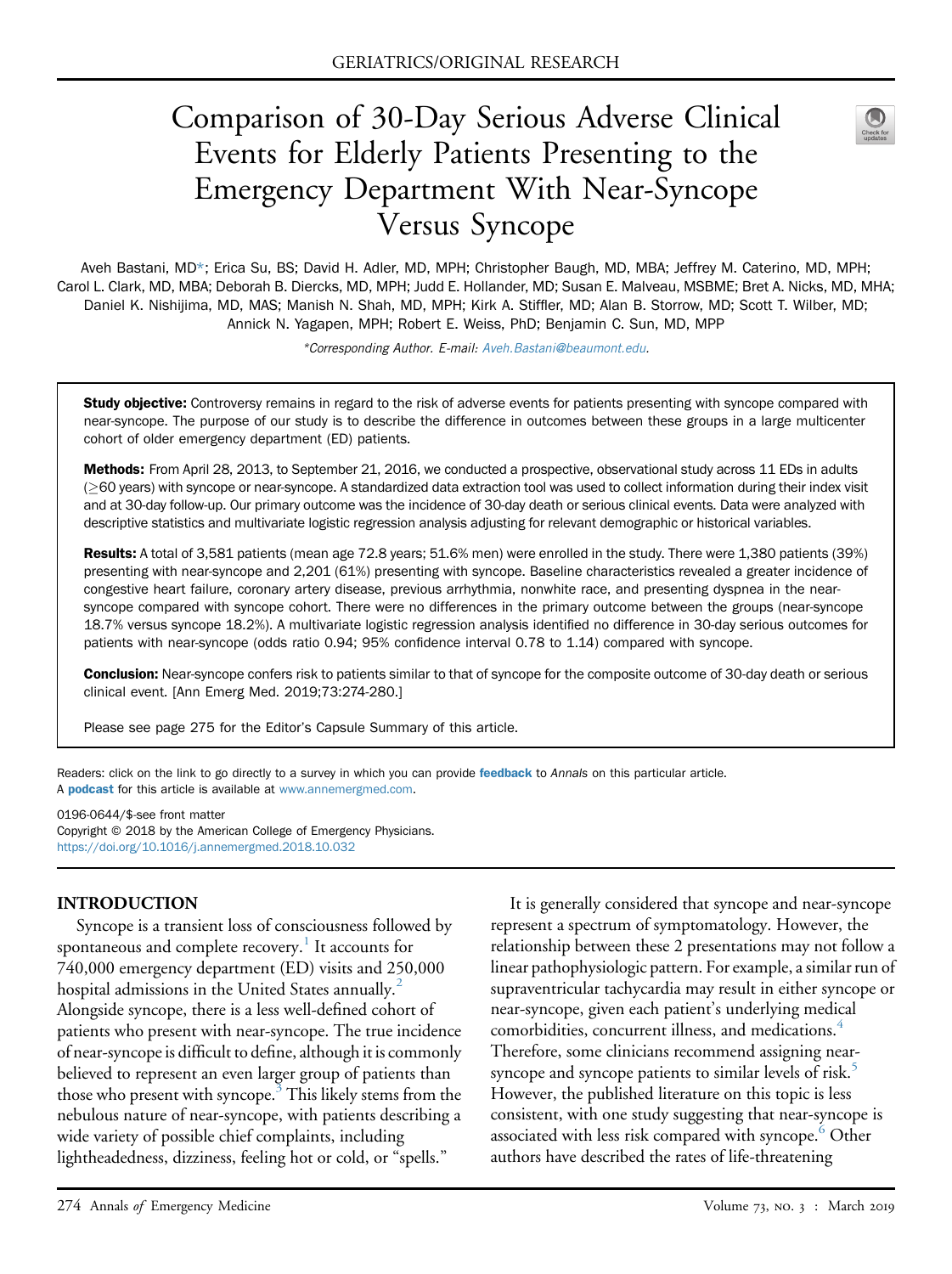GERIATRICS/ORIGINAL RESEARCH

# Comparison of 30-Day Serious Adverse Clinical Events for Elderly Patients Presenting to the Emergency Department With Near-Syncope Versus Syncope

Aveh Bastani, MD*; Erica Su, BS; David H. Adler, MD, MPH; Christopher Baugh, MD, MBA; Jeffrey M. Caterino, MD, MPH; Carol L. Clark, MD, MBA; Deborah B. Diercks, MD, MPH; Judd E. Hollander, MD; Susan E. Malveau, MSBME; Bret A. Nicks, MD, MHA; Daniel K. Nishijima, MD, MAS; Manish N. Shah, MD, MPH; Kirk A. Stiffler, MD; Alan B. Storrow, MD; Scott T. Wilber, MD; Annick N. Yagapen, MPH; Robert E. Weiss, PhD; Benjamin C. Sun, MD, MPP

*Corresponding Author. E-mail: Aveh.Bastani@beaumont.edu.

**Study objective:** Controversy remains in regard to the risk of adverse events for patients presenting with syncope compared with near-syncope. The purpose of our study is to describe the difference in outcomes between these groups in a large multicenter cohort of older emergency department (ED) patients.

**Methods:** From April 28, 2013, to September 21, 2016, we conducted a prospective, observational study across 11 EDs in adults ($\geq$60 years) with syncope or near-syncope. A standardized data extraction tool was used to collect information during their index visit and at 30-day follow-up. Our primary outcome was the incidence of 30-day death or serious clinical events. Data were analyzed with descriptive statistics and multivariate logistic regression analysis adjusting for relevant demographic or historical variables.

**Results:** A total of 3,581 patients (mean age 72.8 years; 51.6% men) were enrolled in the study. There were 1,380 patients (39%) presenting with near-syncope and 2,201 (61%) presenting with syncope. Baseline characteristics revealed a greater incidence of congestive heart failure, coronary artery disease, previous arrhythmia, nonwhite race, and presenting dyspnea in the near-syncope compared with syncope cohort. There were no differences in the primary outcome between the groups (near-syncope 18.7% versus syncope 18.2%). A multivariate logistic regression analysis identified no difference in 30-day serious outcomes for patients with near-syncope (odds ratio 0.94; 95% confidence interval 0.78 to 1.14) compared with syncope.

**Conclusion:** Near-syncope confers risk to patients similar to that of syncope for the composite outcome of 30-day death or serious clinical event. [Ann Emerg Med. 2019;73:274-280.]

Please see page 275 for the Editor's Capsule Summary of this article.

Readers: click on the link to go directly to a survey in which you can provide **feedback** to *Annals* on this particular article.
A **podcast** for this article is available at www.annemergmed.com.

0196-0644/$-see front matter
Copyright © 2018 by the American College of Emergency Physicians.
https://doi.org/10.1016/j.annemergmed.2018.10.032

## INTRODUCTION

Syncope is a transient loss of consciousness followed by spontaneous and complete recovery.[1] It accounts for 740,000 emergency department (ED) visits and 250,000 hospital admissions in the United States annually.[2] Alongside syncope, there is a less well-defined cohort of patients who present with near-syncope. The true incidence of near-syncope is difficult to define, although it is commonly believed to represent an even larger group of patients than those who present with syncope.[3] This likely stems from the nebulous nature of near-syncope, with patients describing a wide variety of possible chief complaints, including lightheadedness, dizziness, feeling hot or cold, or "spells."

It is generally considered that syncope and near-syncope represent a spectrum of symptomatology. However, the relationship between these 2 presentations may not follow a linear pathophysiologic pattern. For example, a similar run of supraventricular tachycardia may result in either syncope or near-syncope, given each patient's underlying medical comorbidities, concurrent illness, and medications.[4] Therefore, some clinicians recommend assigning near-syncope and syncope patients to similar levels of risk.[5] However, the published literature on this topic is less consistent, with one study suggesting that near-syncope is associated with less risk compared with syncope.[6] Other authors have described the rates of life-threatening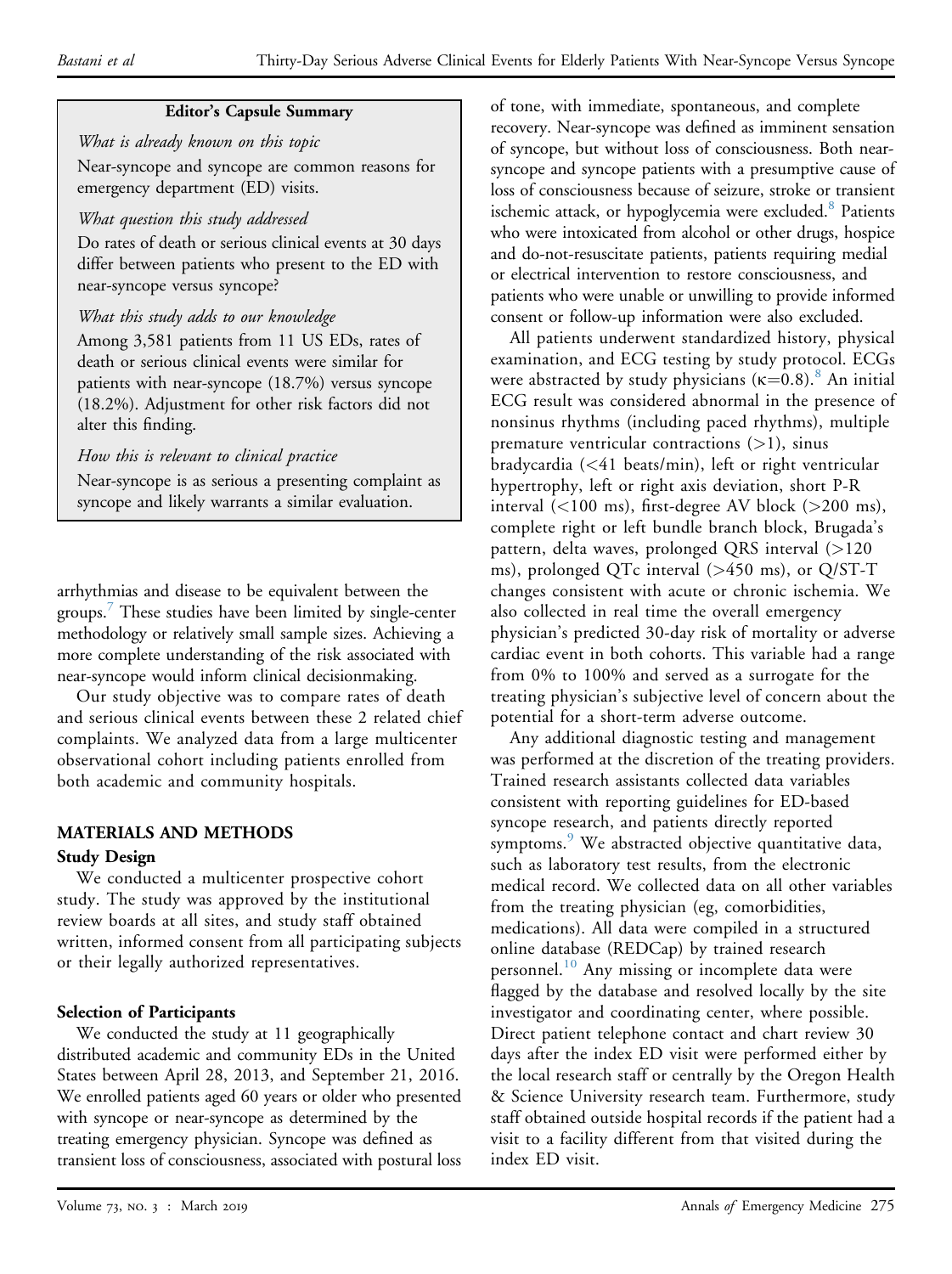**Editor's Capsule Summary**

*What is already known on this topic*

Near-syncope and syncope are common reasons for emergency department (ED) visits.

*What question this study addressed*

Do rates of death or serious clinical events at 30 days differ between patients who present to the ED with near-syncope versus syncope?

*What this study adds to our knowledge*

Among 3,581 patients from 11 US EDs, rates of death or serious clinical events were similar for patients with near-syncope (18.7%) versus syncope (18.2%). Adjustment for other risk factors did not alter this finding.

*How this is relevant to clinical practice*

Near-syncope is as serious a presenting complaint as syncope and likely warrants a similar evaluation.

arrhythmias and disease to be equivalent between the groups.[7] These studies have been limited by single-center methodology or relatively small sample sizes. Achieving a more complete understanding of the risk associated with near-syncope would inform clinical decisionmaking.

Our study objective was to compare rates of death and serious clinical events between these 2 related chief complaints. We analyzed data from a large multicenter observational cohort including patients enrolled from both academic and community hospitals.

## MATERIALS AND METHODS

### Study Design

We conducted a multicenter prospective cohort study. The study was approved by the institutional review boards at all sites, and study staff obtained written, informed consent from all participating subjects or their legally authorized representatives.

### Selection of Participants

We conducted the study at 11 geographically distributed academic and community EDs in the United States between April 28, 2013, and September 21, 2016. We enrolled patients aged 60 years or older who presented with syncope or near-syncope as determined by the treating emergency physician. Syncope was defined as transient loss of consciousness, associated with postural loss of tone, with immediate, spontaneous, and complete recovery. Near-syncope was defined as imminent sensation of syncope, but without loss of consciousness. Both near-syncope and syncope patients with a presumptive cause of loss of consciousness because of seizure, stroke or transient ischemic attack, or hypoglycemia were excluded.[8] Patients who were intoxicated from alcohol or other drugs, hospice and do-not-resuscitate patients, patients requiring medial or electrical intervention to restore consciousness, and patients who were unable or unwilling to provide informed consent or follow-up information were also excluded.

All patients underwent standardized history, physical examination, and ECG testing by study protocol. ECGs were abstracted by study physicians ($\kappa$=0.8).[8] An initial ECG result was considered abnormal in the presence of nonsinus rhythms (including paced rhythms), multiple premature ventricular contractions (>1), sinus bradycardia (<41 beats/min), left or right ventricular hypertrophy, left or right axis deviation, short P-R interval (<100 ms), first-degree AV block (>200 ms), complete right or left bundle branch block, Brugada's pattern, delta waves, prolonged QRS interval (>120 ms), prolonged QTc interval (>450 ms), or Q/ST-T changes consistent with acute or chronic ischemia. We also collected in real time the overall emergency physician's predicted 30-day risk of mortality or adverse cardiac event in both cohorts. This variable had a range from 0% to 100% and served as a surrogate for the treating physician's subjective level of concern about the potential for a short-term adverse outcome.

Any additional diagnostic testing and management was performed at the discretion of the treating providers. Trained research assistants collected data variables consistent with reporting guidelines for ED-based syncope research, and patients directly reported symptoms.[9] We abstracted objective quantitative data, such as laboratory test results, from the electronic medical record. We collected data on all other variables from the treating physician (eg, comorbidities, medications). All data were compiled in a structured online database (REDCap) by trained research personnel.[10] Any missing or incomplete data were flagged by the database and resolved locally by the site investigator and coordinating center, where possible. Direct patient telephone contact and chart review 30 days after the index ED visit were performed either by the local research staff or centrally by the Oregon Health & Science University research team. Furthermore, study staff obtained outside hospital records if the patient had a visit to a facility different from that visited during the index ED visit.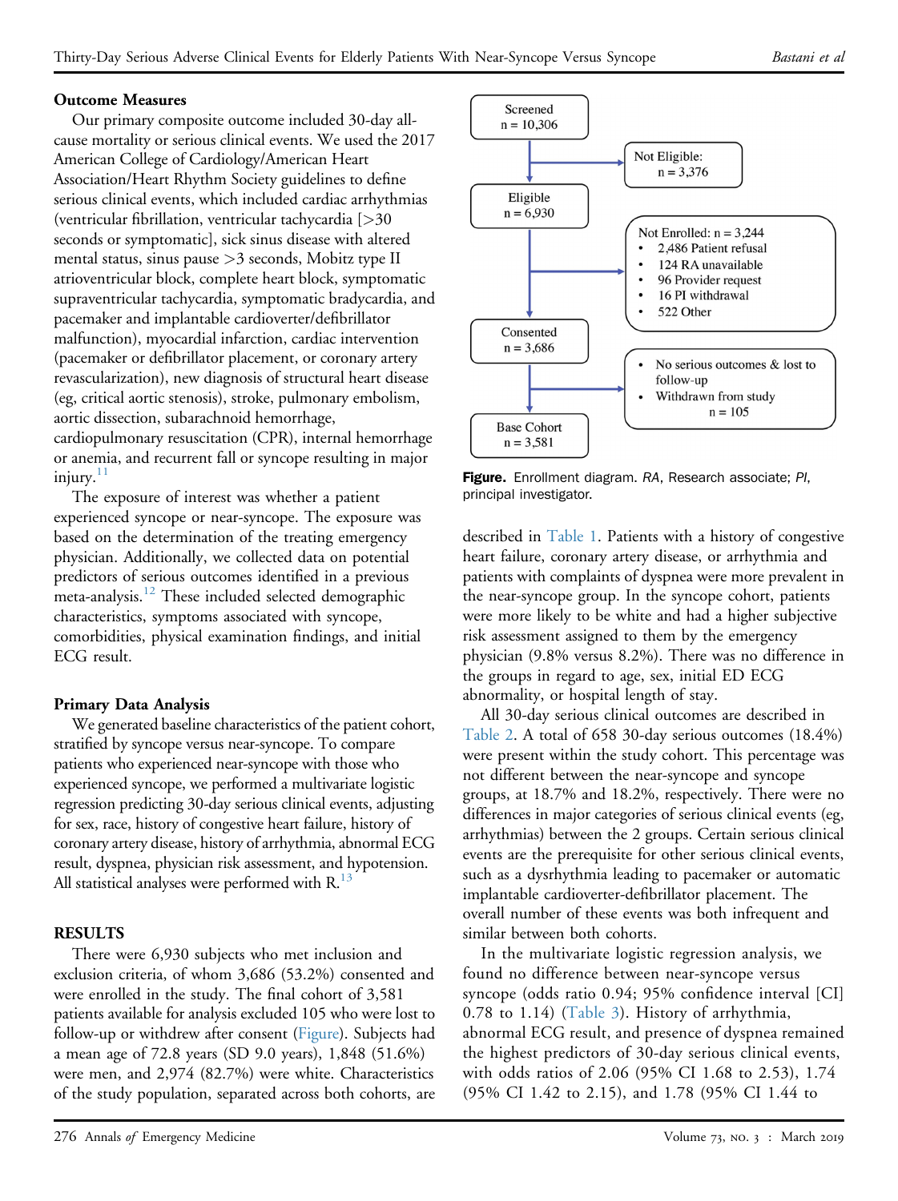### Outcome Measures

Our primary composite outcome included 30-day all-cause mortality or serious clinical events. We used the 2017 American College of Cardiology/American Heart Association/Heart Rhythm Society guidelines to define serious clinical events, which included cardiac arrhythmias (ventricular fibrillation, ventricular tachycardia [>30 seconds or symptomatic], sick sinus disease with altered mental status, sinus pause >3 seconds, Mobitz type II atrioventricular block, complete heart block, symptomatic supraventricular tachycardia, symptomatic bradycardia, and pacemaker and implantable cardioverter/defibrillator malfunction), myocardial infarction, cardiac intervention (pacemaker or defibrillator placement, or coronary artery revascularization), new diagnosis of structural heart disease (eg, critical aortic stenosis), stroke, pulmonary embolism, aortic dissection, subarachnoid hemorrhage, cardiopulmonary resuscitation (CPR), internal hemorrhage or anemia, and recurrent fall or syncope resulting in major injury.[11]

The exposure of interest was whether a patient experienced syncope or near-syncope. The exposure was based on the determination of the treating emergency physician. Additionally, we collected data on potential predictors of serious outcomes identified in a previous meta-analysis.[12] These included selected demographic characteristics, symptoms associated with syncope, comorbidities, physical examination findings, and initial ECG result.

### Primary Data Analysis

We generated baseline characteristics of the patient cohort, stratified by syncope versus near-syncope. To compare patients who experienced near-syncope with those who experienced syncope, we performed a multivariate logistic regression predicting 30-day serious clinical events, adjusting for sex, race, history of congestive heart failure, history of coronary artery disease, history of arrhythmia, abnormal ECG result, dyspnea, physician risk assessment, and hypotension. All statistical analyses were performed with R.[13]

## RESULTS

There were 6,930 subjects who met inclusion and exclusion criteria, of whom 3,686 (53.2%) consented and were enrolled in the study. The final cohort of 3,581 patients available for analysis excluded 105 who were lost to follow-up or withdrew after consent (Figure). Subjects had a mean age of 72.8 years (SD 9.0 years), 1,848 (51.6%) were men, and 2,974 (82.7%) were white. Characteristics of the study population, separated across both cohorts, are described in Table 1. Patients with a history of congestive heart failure, coronary artery disease, or arrhythmia and patients with complaints of dyspnea were more prevalent in the near-syncope group. In the syncope cohort, patients were more likely to be white and had a higher subjective risk assessment assigned to them by the emergency physician (9.8% versus 8.2%). There was no difference in the groups in regard to age, sex, initial ED ECG abnormality, or hospital length of stay.

All 30-day serious clinical outcomes are described in Table 2. A total of 658 30-day serious outcomes (18.4%) were present within the study cohort. This percentage was not different between the near-syncope and syncope groups, at 18.7% and 18.2%, respectively. There were no differences in major categories of serious clinical events (eg, arrhythmias) between the 2 groups. Certain serious clinical events are the prerequisite for other serious clinical events, such as a dysrhythmia leading to pacemaker or automatic implantable cardioverter-defibrillator placement. The overall number of these events was both infrequent and similar between both cohorts.

In the multivariate logistic regression analysis, we found no difference between near-syncope versus syncope (odds ratio 0.94; 95% confidence interval [CI] 0.78 to 1.14) (Table 3). History of arrhythmia, abnormal ECG result, and presence of dyspnea remained the highest predictors of 30-day serious clinical events, with odds ratios of 2.06 (95% CI 1.68 to 2.53), 1.74 (95% CI 1.42 to 2.15), and 1.78 (95% CI 1.44 to

Screened n = 10,306 → Not Eligible: n = 3,376

Eligible n = 6,930 → Not Enrolled: n = 3,244
- 2,486 Patient refusal
- 124 RA unavailable
- 96 Provider request
- 16 PI withdrawal
- 522 Other

Consented n = 3,686 → n = 105
- No serious outcomes & lost to follow-up
- Withdrawn from study

Base Cohort n = 3,581

**Figure.** Enrollment diagram. *RA*, Research associate; *PI*, principal investigator.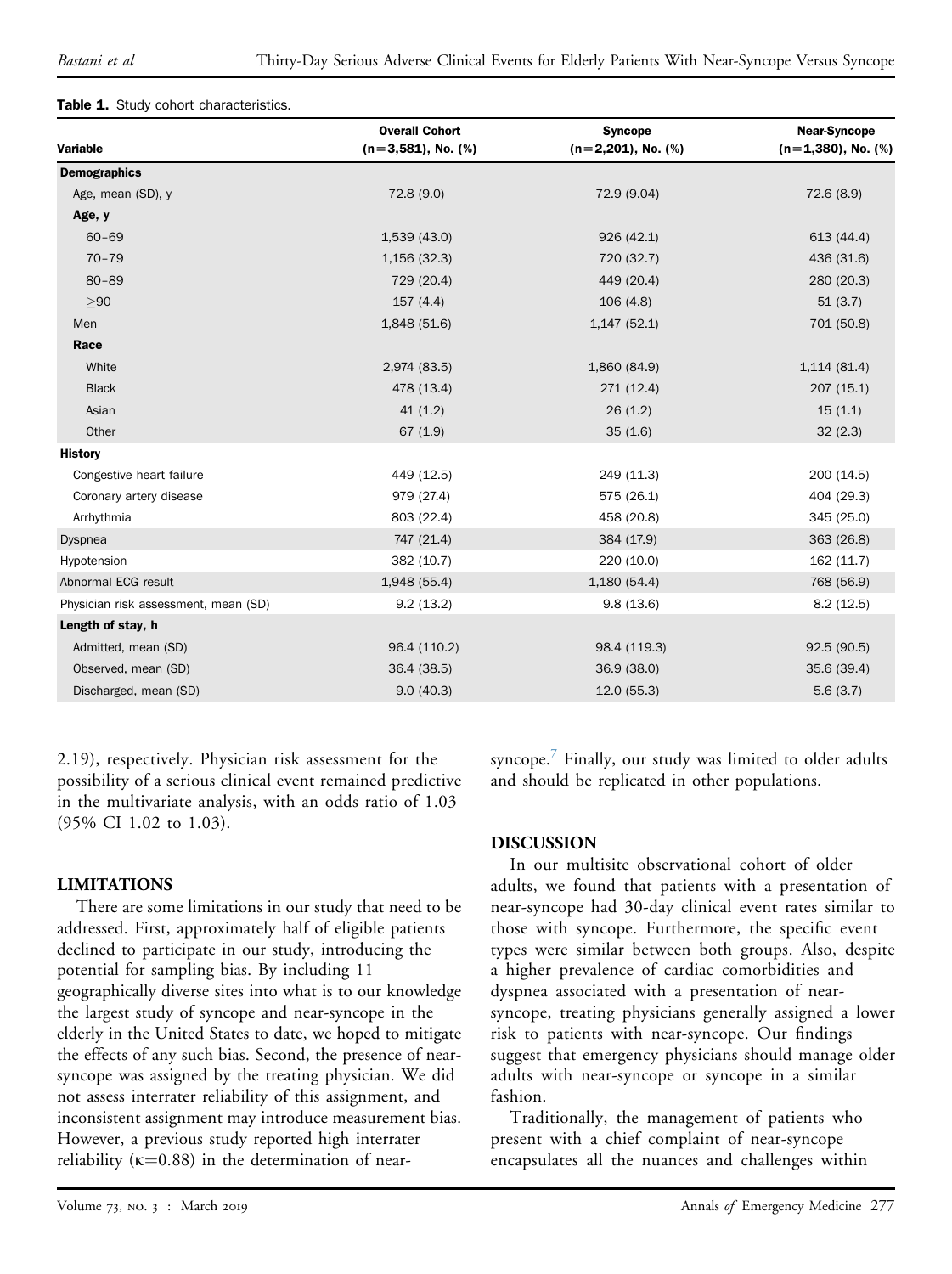**Table 1.** Study cohort characteristics.

| Variable | Overall Cohort (n=3,581), No. (%) | Syncope (n=2,201), No. (%) | Near-Syncope (n=1,380), No. (%) |
|---|---|---|---|
| **Demographics** | | | |
| Age, mean (SD), y | 72.8 (9.0) | 72.9 (9.04) | 72.6 (8.9) |
| **Age, y** | | | |
| 60–69 | 1,539 (43.0) | 926 (42.1) | 613 (44.4) |
| 70–79 | 1,156 (32.3) | 720 (32.7) | 436 (31.6) |
| 80–89 | 729 (20.4) | 449 (20.4) | 280 (20.3) |
| ≥90 | 157 (4.4) | 106 (4.8) | 51 (3.7) |
| Men | 1,848 (51.6) | 1,147 (52.1) | 701 (50.8) |
| **Race** | | | |
| White | 2,974 (83.5) | 1,860 (84.9) | 1,114 (81.4) |
| Black | 478 (13.4) | 271 (12.4) | 207 (15.1) |
| Asian | 41 (1.2) | 26 (1.2) | 15 (1.1) |
| Other | 67 (1.9) | 35 (1.6) | 32 (2.3) |
| **History** | | | |
| Congestive heart failure | 449 (12.5) | 249 (11.3) | 200 (14.5) |
| Coronary artery disease | 979 (27.4) | 575 (26.1) | 404 (29.3) |
| Arrhythmia | 803 (22.4) | 458 (20.8) | 345 (25.0) |
| Dyspnea | 747 (21.4) | 384 (17.9) | 363 (26.8) |
| Hypotension | 382 (10.7) | 220 (10.0) | 162 (11.7) |
| Abnormal ECG result | 1,948 (55.4) | 1,180 (54.4) | 768 (56.9) |
| Physician risk assessment, mean (SD) | 9.2 (13.2) | 9.8 (13.6) | 8.2 (12.5) |
| **Length of stay, h** | | | |
| Admitted, mean (SD) | 96.4 (110.2) | 98.4 (119.3) | 92.5 (90.5) |
| Observed, mean (SD) | 36.4 (38.5) | 36.9 (38.0) | 35.6 (39.4) |
| Discharged, mean (SD) | 9.0 (40.3) | 12.0 (55.3) | 5.6 (3.7) |

2.19), respectively. Physician risk assessment for the possibility of a serious clinical event remained predictive in the multivariate analysis, with an odds ratio of 1.03 (95% CI 1.02 to 1.03).

## LIMITATIONS

There are some limitations in our study that need to be addressed. First, approximately half of eligible patients declined to participate in our study, introducing the potential for sampling bias. By including 11 geographically diverse sites into what is to our knowledge the largest study of syncope and near-syncope in the elderly in the United States to date, we hoped to mitigate the effects of any such bias. Second, the presence of near-syncope was assigned by the treating physician. We did not assess interrater reliability of this assignment, and inconsistent assignment may introduce measurement bias. However, a previous study reported high interrater reliability ($\kappa$=0.88) in the determination of near-syncope.[7] Finally, our study was limited to older adults and should be replicated in other populations.

## DISCUSSION

In our multisite observational cohort of older adults, we found that patients with a presentation of near-syncope had 30-day clinical event rates similar to those with syncope. Furthermore, the specific event types were similar between both groups. Also, despite a higher prevalence of cardiac comorbidities and dyspnea associated with a presentation of near-syncope, treating physicians generally assigned a lower risk to patients with near-syncope. Our findings suggest that emergency physicians should manage older adults with near-syncope or syncope in a similar fashion.

Traditionally, the management of patients who present with a chief complaint of near-syncope encapsulates all the nuances and challenges within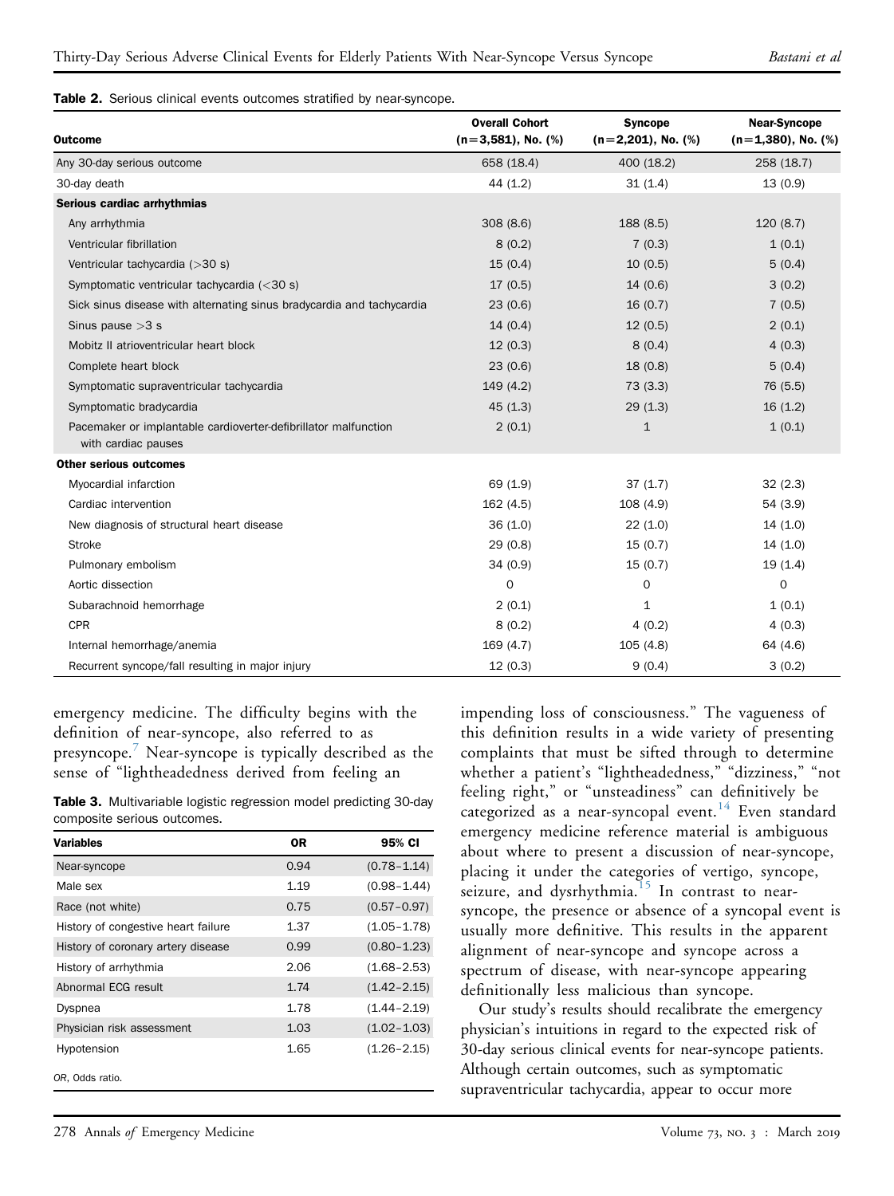**Table 2.** Serious clinical events outcomes stratified by near-syncope.

| Outcome | Overall Cohort (n=3,581), No. (%) | Syncope (n=2,201), No. (%) | Near-Syncope (n=1,380), No. (%) |
|---|---|---|---|
| Any 30-day serious outcome | 658 (18.4) | 400 (18.2) | 258 (18.7) |
| 30-day death | 44 (1.2) | 31 (1.4) | 13 (0.9) |
| **Serious cardiac arrhythmias** | | | |
| Any arrhythmia | 308 (8.6) | 188 (8.5) | 120 (8.7) |
| Ventricular fibrillation | 8 (0.2) | 7 (0.3) | 1 (0.1) |
| Ventricular tachycardia (>30 s) | 15 (0.4) | 10 (0.5) | 5 (0.4) |
| Symptomatic ventricular tachycardia (<30 s) | 17 (0.5) | 14 (0.6) | 3 (0.2) |
| Sick sinus disease with alternating sinus bradycardia and tachycardia | 23 (0.6) | 16 (0.7) | 7 (0.5) |
| Sinus pause >3 s | 14 (0.4) | 12 (0.5) | 2 (0.1) |
| Mobitz II atrioventricular heart block | 12 (0.3) | 8 (0.4) | 4 (0.3) |
| Complete heart block | 23 (0.6) | 18 (0.8) | 5 (0.4) |
| Symptomatic supraventricular tachycardia | 149 (4.2) | 73 (3.3) | 76 (5.5) |
| Symptomatic bradycardia | 45 (1.3) | 29 (1.3) | 16 (1.2) |
| Pacemaker or implantable cardioverter-defibrillator malfunction with cardiac pauses | 2 (0.1) | 1 | 1 (0.1) |
| **Other serious outcomes** | | | |
| Myocardial infarction | 69 (1.9) | 37 (1.7) | 32 (2.3) |
| Cardiac intervention | 162 (4.5) | 108 (4.9) | 54 (3.9) |
| New diagnosis of structural heart disease | 36 (1.0) | 22 (1.0) | 14 (1.0) |
| Stroke | 29 (0.8) | 15 (0.7) | 14 (1.0) |
| Pulmonary embolism | 34 (0.9) | 15 (0.7) | 19 (1.4) |
| Aortic dissection | 0 | 0 | 0 |
| Subarachnoid hemorrhage | 2 (0.1) | 1 | 1 (0.1) |
| CPR | 8 (0.2) | 4 (0.2) | 4 (0.3) |
| Internal hemorrhage/anemia | 169 (4.7) | 105 (4.8) | 64 (4.6) |
| Recurrent syncope/fall resulting in major injury | 12 (0.3) | 9 (0.4) | 3 (0.2) |

emergency medicine. The difficulty begins with the definition of near-syncope, also referred to as presyncope.[7] Near-syncope is typically described as the sense of "lightheadedness derived from feeling an impending loss of consciousness." The vagueness of this definition results in a wide variety of presenting complaints that must be sifted through to determine whether a patient's "lightheadedness," "dizziness," "not feeling right," or "unsteadiness" can definitively be categorized as a near-syncopal event.[14] Even standard emergency medicine reference material is ambiguous about where to present a discussion of near-syncope, placing it under the categories of vertigo, syncope, seizure, and dysrhythmia.[15] In contrast to near-syncope, the presence or absence of a syncopal event is usually more definitive. This results in the apparent alignment of near-syncope and syncope across a spectrum of disease, with near-syncope appearing definitionally less malicious than syncope.

**Table 3.** Multivariable logistic regression model predicting 30-day composite serious outcomes.

| Variables | OR | 95% CI |
|---|---|---|
| Near-syncope | 0.94 | (0.78–1.14) |
| Male sex | 1.19 | (0.98–1.44) |
| Race (not white) | 0.75 | (0.57–0.97) |
| History of congestive heart failure | 1.37 | (1.05–1.78) |
| History of coronary artery disease | 0.99 | (0.80–1.23) |
| History of arrhythmia | 2.06 | (1.68–2.53) |
| Abnormal ECG result | 1.74 | (1.42–2.15) |
| Dyspnea | 1.78 | (1.44–2.19) |
| Physician risk assessment | 1.03 | (1.02–1.03) |
| Hypotension | 1.65 | (1.26–2.15) |

OR, Odds ratio.

Our study's results should recalibrate the emergency physician's intuitions in regard to the expected risk of 30-day serious clinical events for near-syncope patients. Although certain outcomes, such as symptomatic supraventricular tachycardia, appear to occur more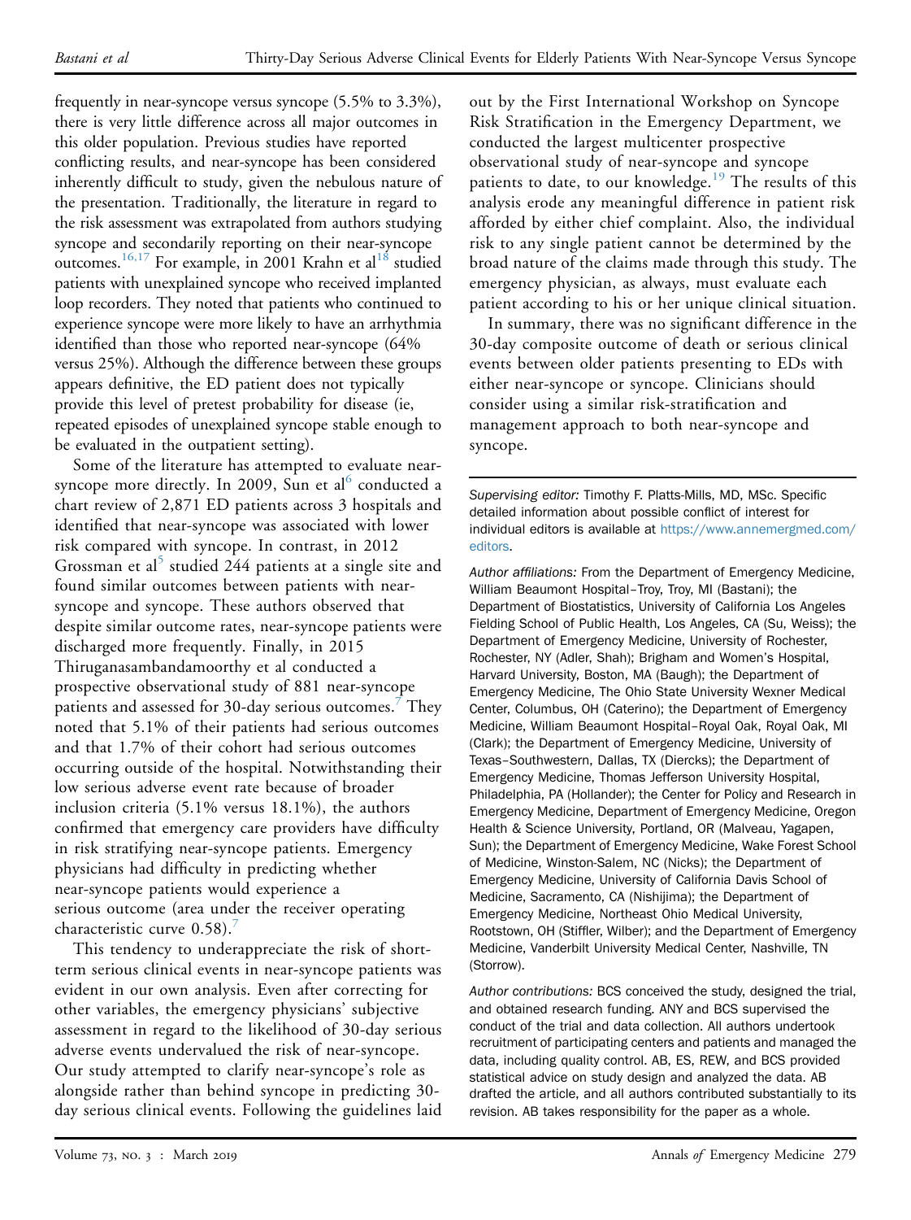frequently in near-syncope versus syncope (5.5% to 3.3%), there is very little difference across all major outcomes in this older population. Previous studies have reported conflicting results, and near-syncope has been considered inherently difficult to study, given the nebulous nature of the presentation. Traditionally, the literature in regard to the risk assessment was extrapolated from authors studying syncope and secondarily reporting on their near-syncope outcomes.[16,17] For example, in 2001 Krahn et al[18] studied patients with unexplained syncope who received implanted loop recorders. They noted that patients who continued to experience syncope were more likely to have an arrhythmia identified than those who reported near-syncope (64% versus 25%). Although the difference between these groups appears definitive, the ED patient does not typically provide this level of pretest probability for disease (ie, repeated episodes of unexplained syncope stable enough to be evaluated in the outpatient setting).

Some of the literature has attempted to evaluate near-syncope more directly. In 2009, Sun et al[6] conducted a chart review of 2,871 ED patients across 3 hospitals and identified that near-syncope was associated with lower risk compared with syncope. In contrast, in 2012 Grossman et al[5] studied 244 patients at a single site and found similar outcomes between patients with near-syncope and syncope. These authors observed that despite similar outcome rates, near-syncope patients were discharged more frequently. Finally, in 2015 Thiruganasambandamoorthy et al conducted a prospective observational study of 881 near-syncope patients and assessed for 30-day serious outcomes.[7] They noted that 5.1% of their patients had serious outcomes and that 1.7% of their cohort had serious outcomes occurring outside of the hospital. Notwithstanding their low serious adverse event rate because of broader inclusion criteria (5.1% versus 18.1%), the authors confirmed that emergency care providers have difficulty in risk stratifying near-syncope patients. Emergency physicians had difficulty in predicting whether near-syncope patients would experience a serious outcome (area under the receiver operating characteristic curve 0.58).[7]

This tendency to underappreciate the risk of short-term serious clinical events in near-syncope patients was evident in our own analysis. Even after correcting for other variables, the emergency physicians' subjective assessment in regard to the likelihood of 30-day serious adverse events undervalued the risk of near-syncope. Our study attempted to clarify near-syncope's role as alongside rather than behind syncope in predicting 30-day serious clinical events. Following the guidelines laid out by the First International Workshop on Syncope Risk Stratification in the Emergency Department, we conducted the largest multicenter prospective observational study of near-syncope and syncope patients to date, to our knowledge.[19] The results of this analysis erode any meaningful difference in patient risk afforded by either chief complaint. Also, the individual risk to any single patient cannot be determined by the broad nature of the claims made through this study. The emergency physician, as always, must evaluate each patient according to his or her unique clinical situation.

In summary, there was no significant difference in the 30-day composite outcome of death or serious clinical events between older patients presenting to EDs with either near-syncope or syncope. Clinicians should consider using a similar risk-stratification and management approach to both near-syncope and syncope.

---

*Supervising editor:* Timothy F. Platts-Mills, MD, MSc. Specific detailed information about possible conflict of interest for individual editors is available at https://www.annemergmed.com/editors.

*Author affiliations:* From the Department of Emergency Medicine, William Beaumont Hospital–Troy, Troy, MI (Bastani); the Department of Biostatistics, University of California Los Angeles Fielding School of Public Health, Los Angeles, CA (Su, Weiss); the Department of Emergency Medicine, University of Rochester, Rochester, NY (Adler, Shah); Brigham and Women's Hospital, Harvard University, Boston, MA (Baugh); the Department of Emergency Medicine, The Ohio State University Wexner Medical Center, Columbus, OH (Caterino); the Department of Emergency Medicine, William Beaumont Hospital–Royal Oak, Royal Oak, MI (Clark); the Department of Emergency Medicine, University of Texas–Southwestern, Dallas, TX (Diercks); the Department of Emergency Medicine, Thomas Jefferson University Hospital, Philadelphia, PA (Hollander); the Center for Policy and Research in Emergency Medicine, Department of Emergency Medicine, Oregon Health & Science University, Portland, OR (Malveau, Yagapen, Sun); the Department of Emergency Medicine, Wake Forest School of Medicine, Winston-Salem, NC (Nicks); the Department of Emergency Medicine, University of California Davis School of Medicine, Sacramento, CA (Nishijima); the Department of Emergency Medicine, Northeast Ohio Medical University, Rootstown, OH (Stiffler, Wilber); and the Department of Emergency Medicine, Vanderbilt University Medical Center, Nashville, TN (Storrow).

*Author contributions:* BCS conceived the study, designed the trial, and obtained research funding. ANY and BCS supervised the conduct of the trial and data collection. All authors undertook recruitment of participating centers and patients and managed the data, including quality control. AB, ES, REW, and BCS provided statistical advice on study design and analyzed the data. AB drafted the article, and all authors contributed substantially to its revision. AB takes responsibility for the paper as a whole.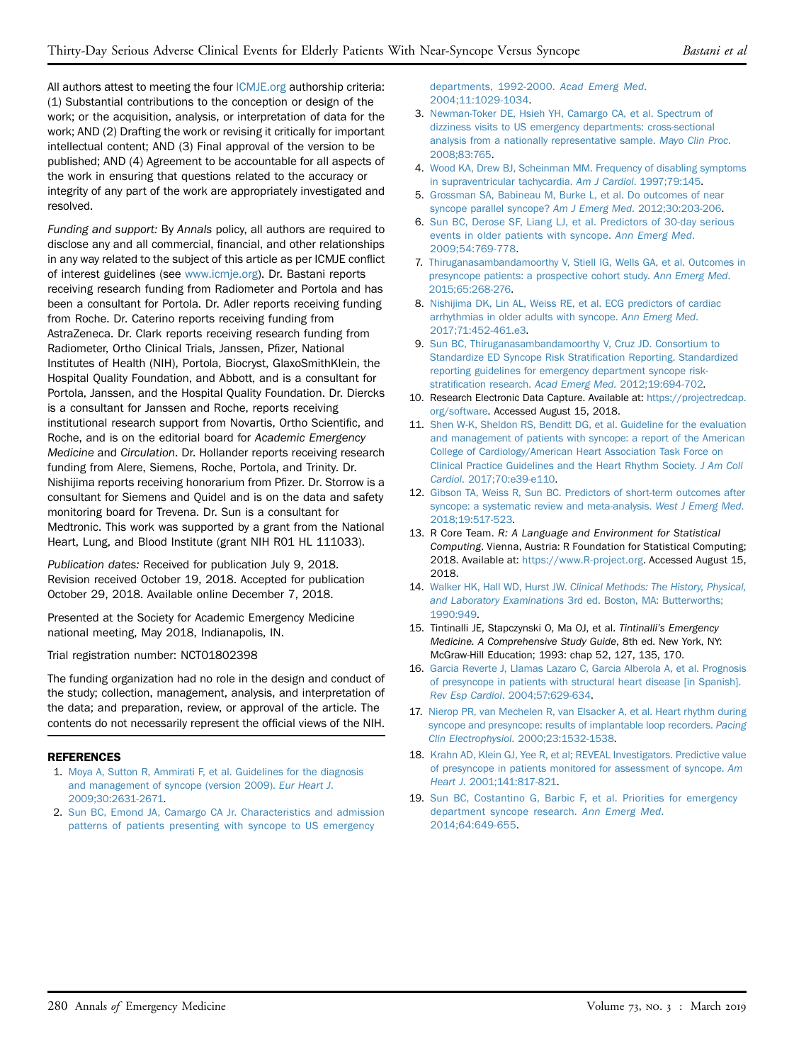All authors attest to meeting the four ICMJE.org authorship criteria: (1) Substantial contributions to the conception or design of the work; or the acquisition, analysis, or interpretation of data for the work; AND (2) Drafting the work or revising it critically for important intellectual content; AND (3) Final approval of the version to be published; AND (4) Agreement to be accountable for all aspects of the work in ensuring that questions related to the accuracy or integrity of any part of the work are appropriately investigated and resolved.

*Funding and support:* By *Annals* policy, all authors are required to disclose any and all commercial, financial, and other relationships in any way related to the subject of this article as per ICMJE conflict of interest guidelines (see www.icmje.org). Dr. Bastani reports receiving research funding from Radiometer and Portola and has been a consultant for Portola. Dr. Adler reports receiving funding from Roche. Dr. Caterino reports receiving funding from AstraZeneca. Dr. Clark reports receiving research funding from Radiometer, Ortho Clinical Trials, Janssen, Pfizer, National Institutes of Health (NIH), Portola, Biocryst, GlaxoSmithKlein, the Hospital Quality Foundation, and Abbott, and is a consultant for Portola, Janssen, and the Hospital Quality Foundation. Dr. Diercks is a consultant for Janssen and Roche, reports receiving institutional research support from Novartis, Ortho Scientific, and Roche, and is on the editorial board for *Academic Emergency Medicine* and *Circulation*. Dr. Hollander reports receiving research funding from Alere, Siemens, Roche, Portola, and Trinity. Dr. Nishijima reports receiving honorarium from Pfizer. Dr. Storrow is a consultant for Siemens and Quidel and is on the data and safety monitoring board for Trevena. Dr. Sun is a consultant for Medtronic. This work was supported by a grant from the National Heart, Lung, and Blood Institute (grant NIH R01 HL 111033).

*Publication dates:* Received for publication July 9, 2018. Revision received October 19, 2018. Accepted for publication October 29, 2018. Available online December 7, 2018.

Presented at the Society for Academic Emergency Medicine national meeting, May 2018, Indianapolis, IN.

Trial registration number: NCT01802398

The funding organization had no role in the design and conduct of the study; collection, management, analysis, and interpretation of the data; and preparation, review, or approval of the article. The contents do not necessarily represent the official views of the NIH.

## REFERENCES

1. Moya A, Sutton R, Ammirati F, et al. Guidelines for the diagnosis and management of syncope (version 2009). *Eur Heart J*. 2009;30:2631-2671.
2. Sun BC, Emond JA, Camargo CA Jr. Characteristics and admission patterns of patients presenting with syncope to US emergency departments, 1992-2000. *Acad Emerg Med*. 2004;11:1029-1034.
3. Newman-Toker DE, Hsieh YH, Camargo CA, et al. Spectrum of dizziness visits to US emergency departments: cross-sectional analysis from a nationally representative sample. *Mayo Clin Proc*. 2008;83:765.
4. Wood KA, Drew BJ, Scheinman MM. Frequency of disabling symptoms in supraventricular tachycardia. *Am J Cardiol*. 1997;79:145.
5. Grossman SA, Babineau M, Burke L, et al. Do outcomes of near syncope parallel syncope? *Am J Emerg Med*. 2012;30:203-206.
6. Sun BC, Derose SF, Liang LJ, et al. Predictors of 30-day serious events in older patients with syncope. *Ann Emerg Med*. 2009;54:769-778.
7. Thiruganasambandamoorthy V, Stiell IG, Wells GA, et al. Outcomes in presyncope patients: a prospective cohort study. *Ann Emerg Med*. 2015;65:268-276.
8. Nishijima DK, Lin AL, Weiss RE, et al. ECG predictors of cardiac arrhythmias in older adults with syncope. *Ann Emerg Med*. 2017;71:452-461.e3.
9. Sun BC, Thiruganasambandamoorthy V, Cruz JD. Consortium to Standardize ED Syncope Risk Stratification Reporting. Standardized reporting guidelines for emergency department syncope risk-stratification research. *Acad Emerg Med*. 2012;19:694-702.
10. Research Electronic Data Capture. Available at: https://projectredcap.org/software. Accessed August 15, 2018.
11. Shen W-K, Sheldon RS, Benditt DG, et al. Guideline for the evaluation and management of patients with syncope: a report of the American College of Cardiology/American Heart Association Task Force on Clinical Practice Guidelines and the Heart Rhythm Society. *J Am Coll Cardiol*. 2017;70:e39-e110.
12. Gibson TA, Weiss R, Sun BC. Predictors of short-term outcomes after syncope: a systematic review and meta-analysis. *West J Emerg Med*. 2018;19:517-523.
13. R Core Team. *R: A Language and Environment for Statistical Computing*. Vienna, Austria: R Foundation for Statistical Computing; 2018. Available at: https://www.R-project.org. Accessed August 15, 2018.
14. Walker HK, Hall WD, Hurst JW. *Clinical Methods: The History, Physical, and Laboratory Examinations* 3rd ed. Boston, MA: Butterworths; 1990:949.
15. Tintinalli JE, Stapczynski O, Ma OJ, et al. *Tintinalli's Emergency Medicine. A Comprehensive Study Guide*, 8th ed. New York, NY: McGraw-Hill Education; 1993: chap 52, 127, 135, 170.
16. Garcia Reverte J, Llamas Lazaro C, Garcia Alberola A, et al. Prognosis of presyncope in patients with structural heart disease [in Spanish]. *Rev Esp Cardiol*. 2004;57:629-634.
17. Nierop PR, van Mechelen R, van Elsacker A, et al. Heart rhythm during syncope and presyncope: results of implantable loop recorders. *Pacing Clin Electrophysiol*. 2000;23:1532-1538.
18. Krahn AD, Klein GJ, Yee R, et al; REVEAL Investigators. Predictive value of presyncope in patients monitored for assessment of syncope. *Am Heart J*. 2001;141:817-821.
19. Sun BC, Costantino G, Barbic F, et al. Priorities for emergency department syncope research. *Ann Emerg Med*. 2014;64:649-655.